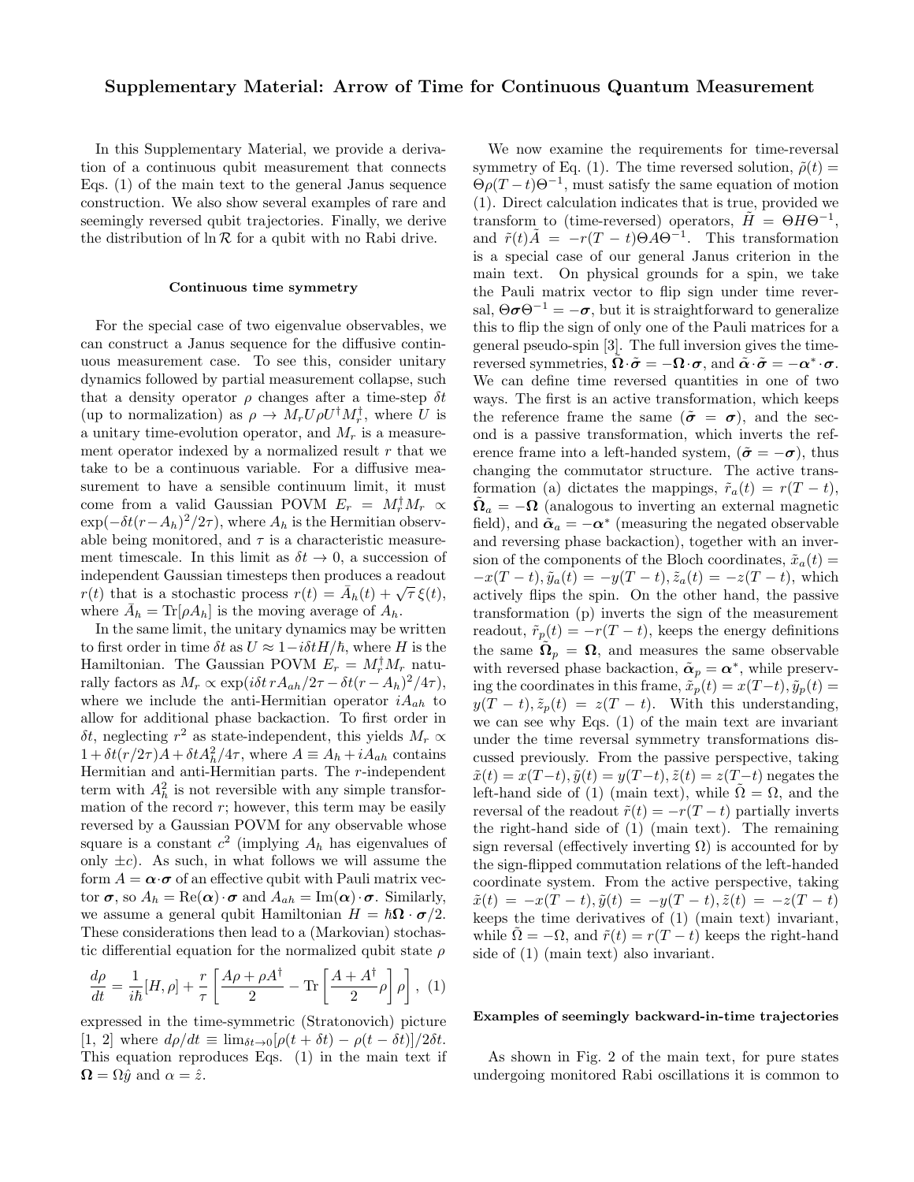# Supplementary Material: Arrow of Time for Continuous Quantum Measurement

In this Supplementary Material, we provide a derivation of a continuous qubit measurement that connects Eqs. (1) of the main text to the general Janus sequence construction. We also show several examples of rare and seemingly reversed qubit trajectories. Finally, we derive the distribution of $\ln \mathcal{R}$ for a qubit with no Rabi drive.

### Continuous time symmetry

For the special case of two eigenvalue observables, we can construct a Janus sequence for the diffusive continuous measurement case. To see this, consider unitary dynamics followed by partial measurement collapse, such that a density operator $\rho$ changes after a time-step $\delta t$ (up to normalization) as $\rho \to M_r U \rho U^\dagger M_r^\dagger$, where $U$ is a unitary time-evolution operator, and $M_r$ is a measurement operator indexed by a normalized result $r$ that we take to be a continuous variable. For a diffusive measurement to have a sensible continuum limit, it must come from a valid Gaussian POVM $E_r = M_r^\dagger M_r \propto \exp(-\delta t(r - A_h)^2/2\tau)$, where $A_h$ is the Hermitian observable being monitored, and $\tau$ is a characteristic measurement timescale. In this limit as $\delta t \to 0$, a succession of independent Gaussian timesteps then produces a readout $r(t)$ that is a stochastic process $r(t) = \bar{A}_h(t) + \sqrt{\tau}\,\xi(t)$, where $\bar{A}_h = \mathrm{Tr}[\rho A_h]$ is the moving average of $A_h$.

In the same limit, the unitary dynamics may be written to first order in time $\delta t$ as $U \approx 1 - i\delta t H/\hbar$, where $H$ is the Hamiltonian. The Gaussian POVM $E_r = M_r^\dagger M_r$ naturally factors as $M_r \propto \exp(i\delta t\, r A_{ah}/2\tau - \delta t(r - A_h)^2/4\tau)$, where we include the anti-Hermitian operator $iA_{ah}$ to allow for additional phase backaction. To first order in $\delta t$, neglecting $r^2$ as state-independent, this yields $M_r \propto 1 + \delta t(r/2\tau)A + \delta t A_h^2/4\tau$, where $A \equiv A_h + iA_{ah}$ contains Hermitian and anti-Hermitian parts. The $r$-independent term with $A_h^2$ is not reversible with any simple transformation of the record $r$; however, this term may be easily reversed by a Gaussian POVM for any observable whose square is a constant $c^2$ (implying $A_h$ has eigenvalues of only $\pm c$). As such, in what follows we will assume the form $A = \boldsymbol{\alpha}\cdot\boldsymbol{\sigma}$ of an effective qubit with Pauli matrix vector $\boldsymbol{\sigma}$, so $A_h = \mathrm{Re}(\boldsymbol{\alpha})\cdot\boldsymbol{\sigma}$ and $A_{ah} = \mathrm{Im}(\boldsymbol{\alpha})\cdot\boldsymbol{\sigma}$. Similarly, we assume a general qubit Hamiltonian $H = \hbar\boldsymbol{\Omega}\cdot\boldsymbol{\sigma}/2$. These considerations then lead to a (Markovian) stochastic differential equation for the normalized qubit state $\rho$

$$
\frac{d\rho}{dt} = \frac{1}{i\hbar}[H,\rho] + \frac{r}{\tau}\left[\frac{A\rho + \rho A^\dagger}{2} - \mathrm{Tr}\left[\frac{A + A^\dagger}{2}\rho\right]\rho\right], \quad (1)
$$

expressed in the time-symmetric (Stratonovich) picture [1, 2] where $d\rho/dt \equiv \lim_{\delta t\to 0}[\rho(t+\delta t) - \rho(t-\delta t)]/2\delta t$. This equation reproduces Eqs. (1) in the main text if $\boldsymbol{\Omega} = \Omega\hat{y}$ and $\alpha = \hat{z}$.

We now examine the requirements for time-reversal symmetry of Eq. (1). The time reversed solution, $\tilde{\rho}(t) = \Theta\rho(T-t)\Theta^{-1}$, must satisfy the same equation of motion (1). Direct calculation indicates that is true, provided we transform to (time-reversed) operators, $\tilde{H} = \Theta H \Theta^{-1}$, and $\tilde{r}(t)\tilde{A} = -r(T-t)\Theta A \Theta^{-1}$. This transformation is a special case of our general Janus criterion in the main text. On physical grounds for a spin, we take the Pauli matrix vector to flip sign under time reversal, $\Theta\boldsymbol{\sigma}\Theta^{-1} = -\boldsymbol{\sigma}$, but it is straightforward to generalize this to flip the sign of only one of the Pauli matrices for a general pseudo-spin [3]. The full inversion gives the time-reversed symmetries, $\tilde{\boldsymbol{\Omega}}\cdot\tilde{\boldsymbol{\sigma}} = -\boldsymbol{\Omega}\cdot\boldsymbol{\sigma}$, and $\tilde{\boldsymbol{\alpha}}\cdot\tilde{\boldsymbol{\sigma}} = -\boldsymbol{\alpha}^*\cdot\boldsymbol{\sigma}$. We can define time reversed quantities in one of two ways. The first is an active transformation, which keeps the reference frame the same ($\tilde{\boldsymbol{\sigma}} = \boldsymbol{\sigma}$), and the second is a passive transformation, which inverts the reference frame into a left-handed system, ($\tilde{\boldsymbol{\sigma}} = -\boldsymbol{\sigma}$), thus changing the commutator structure. The active transformation (a) dictates the mappings, $\tilde{r}_a(t) = r(T-t)$, $\tilde{\boldsymbol{\Omega}}_a = -\boldsymbol{\Omega}$ (analogous to inverting an external magnetic field), and $\tilde{\boldsymbol{\alpha}}_a = -\boldsymbol{\alpha}^*$ (measuring the negated observable and reversing phase backaction), together with an inversion of the components of the Bloch coordinates, $\tilde{x}_a(t) = -x(T-t), \tilde{y}_a(t) = -y(T-t), \tilde{z}_a(t) = -z(T-t)$, which actively flips the spin. On the other hand, the passive transformation (p) inverts the sign of the measurement readout, $\tilde{r}_p(t) = -r(T-t)$, keeps the energy definitions the same $\tilde{\boldsymbol{\Omega}}_p = \boldsymbol{\Omega}$, and measures the same observable with reversed phase backaction, $\tilde{\boldsymbol{\alpha}}_p = \boldsymbol{\alpha}^*$, while preserving the coordinates in this frame, $\tilde{x}_p(t) = x(T-t), \tilde{y}_p(t) = y(T-t), \tilde{z}_p(t) = z(T-t)$. With this understanding, we can see why Eqs. (1) of the main text are invariant under the time reversal symmetry transformations discussed previously. From the passive perspective, taking $\tilde{x}(t) = x(T-t), \tilde{y}(t) = y(T-t), \tilde{z}(t) = z(T-t)$ negates the left-hand side of (1) (main text), while $\tilde{\Omega} = \Omega$, and the reversal of the readout $\tilde{r}(t) = -r(T-t)$ partially inverts the right-hand side of (1) (main text). The remaining sign reversal (effectively inverting $\Omega$) is accounted for by the sign-flipped commutation relations of the left-handed coordinate system. From the active perspective, taking $\tilde{x}(t) = -x(T-t), \tilde{y}(t) = -y(T-t), \tilde{z}(t) = -z(T-t)$ keeps the time derivatives of (1) (main text) invariant, while $\tilde{\Omega} = -\Omega$, and $\tilde{r}(t) = r(T-t)$ keeps the right-hand side of (1) (main text) also invariant.

### Examples of seemingly backward-in-time trajectories

As shown in Fig. 2 of the main text, for pure states undergoing monitored Rabi oscillations it is common to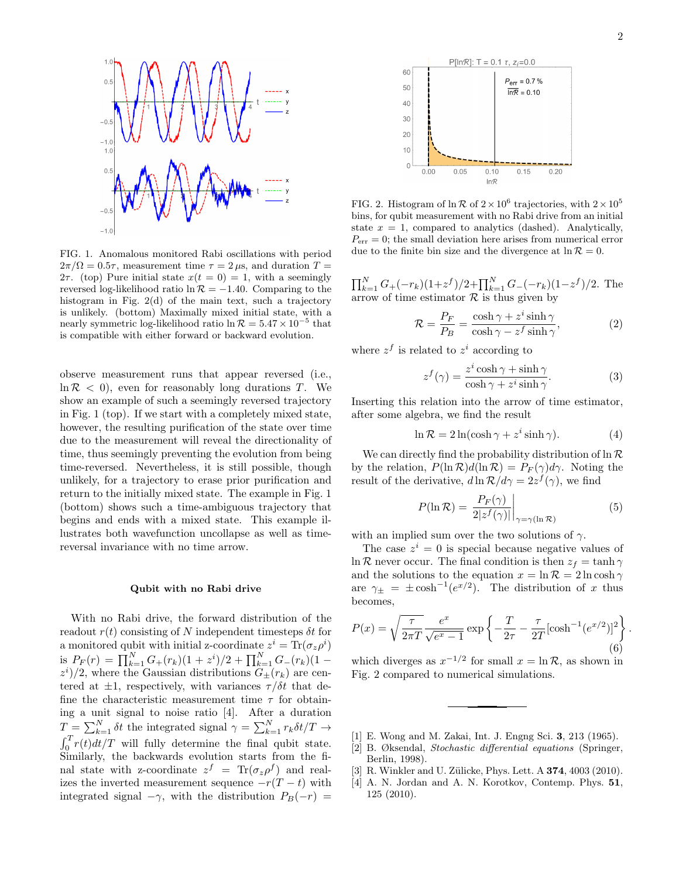1.0
0.5
−0.5
−1.0
t
1 2 3 4
x
y
z

1.0
0.5
−0.5
−1.0
t
x
y
z

FIG. 1. Anomalous monitored Rabi oscillations with period $2\pi/\Omega = 0.5\tau$, measurement time $\tau = 2\,\mu$s, and duration $T = 2\tau$. (top) Pure initial state $x(t=0) = 1$, with a seemingly reversed log-likelihood ratio $\ln\mathcal{R} = -1.40$. Comparing to the histogram in Fig. 2(d) of the main text, such a trajectory is unlikely. (bottom) Maximally mixed initial state, with a nearly symmetric log-likelihood ratio $\ln\mathcal{R} = 5.47\times 10^{-5}$ that is compatible with either forward or backward evolution.

observe measurement runs that appear reversed (i.e., $\ln\mathcal{R} < 0$), even for reasonably long durations $T$. We show an example of such a seemingly reversed trajectory in Fig. 1 (top). If we start with a completely mixed state, however, the resulting purification of the state over time due to the measurement will reveal the directionality of time, thus seemingly preventing the evolution from being time-reversed. Nevertheless, it is still possible, though unlikely, for a trajectory to erase prior purification and return to the initially mixed state. The example in Fig. 1 (bottom) shows such a time-ambiguous trajectory that begins and ends with a mixed state. This example illustrates both wavefunction uncollapse as well as time-reversal invariance with no time arrow.

### Qubit with no Rabi drive

With no Rabi drive, the forward distribution of the readout $r(t)$ consisting of $N$ independent timesteps $\delta t$ for a monitored qubit with initial z-coordinate $z^i = \mathrm{Tr}(\sigma_z\rho^i)$ is $P_F(r) = \prod_{k=1}^N G_+(r_k)(1+z^i)/2 + \prod_{k=1}^N G_-(r_k)(1-z^i)/2$, where the Gaussian distributions $G_\pm(r_k)$ are centered at $\pm 1$, respectively, with variances $\tau/\delta t$ that define the characteristic measurement time $\tau$ for obtaining a unit signal to noise ratio [4]. After a duration $T = \sum_{k=1}^N \delta t$ the integrated signal $\gamma = \sum_{k=1}^N r_k\delta t/T \to \int_0^T r(t)dt/T$ will fully determine the final qubit state. Similarly, the backwards evolution starts from the final state with z-coordinate $z^f = \mathrm{Tr}(\sigma_z\rho^f)$ and realizes the inverted measurement sequence $-r(T-t)$ with integrated signal $-\gamma$, with the distribution $P_B(-r) = \prod_{k=1}^N G_+(-r_k)(1+z^f)/2 + \prod_{k=1}^N G_-(-r_k)(1-z^f)/2$. The arrow of time estimator $\mathcal{R}$ is thus given by

$$\mathcal{R} = \frac{P_F}{P_B} = \frac{\cosh\gamma + z^i\sinh\gamma}{\cosh\gamma - z^f\sinh\gamma}, \tag{2}$$

where $z^f$ is related to $z^i$ according to

$$z^f(\gamma) = \frac{z^i\cosh\gamma + \sinh\gamma}{\cosh\gamma + z^i\sinh\gamma}. \tag{3}$$

Inserting this relation into the arrow of time estimator, after some algebra, we find the result

$$\ln\mathcal{R} = 2\ln(\cosh\gamma + z^i\sinh\gamma). \tag{4}$$

We can directly find the probability distribution of $\ln\mathcal{R}$ by the relation, $P(\ln\mathcal{R})d(\ln\mathcal{R}) = P_F(\gamma)d\gamma$. Noting the result of the derivative, $d\ln\mathcal{R}/d\gamma = 2z^f(\gamma)$, we find

$$P(\ln\mathcal{R}) = \frac{P_F(\gamma)}{2|z^f(\gamma)|}\bigg|_{\gamma=\gamma(\ln\mathcal{R})} \tag{5}$$

with an implied sum over the two solutions of $\gamma$.

The case $z^i = 0$ is special because negative values of $\ln\mathcal{R}$ never occur. The final condition is then $z_f = \tanh\gamma$ and the solutions to the equation $x = \ln\mathcal{R} = 2\ln\cosh\gamma$ are $\gamma_\pm = \pm\cosh^{-1}(e^{x/2})$. The distribution of $x$ thus becomes,

$$P(x) = \sqrt{\frac{\tau}{2\pi T}}\frac{e^x}{\sqrt{e^x - 1}}\exp\left\{-\frac{T}{2\tau} - \frac{\tau}{2T}[\cosh^{-1}(e^{x/2})]^2\right\}. \tag{6}$$

which diverges as $x^{-1/2}$ for small $x = \ln\mathcal{R}$, as shown in Fig. 2 compared to numerical simulations.

P[lnℛ]: T = 0.1 τ, z_i=0.0
$P_{\rm err}$ = 0.7 %
$\overline{\ln\mathcal{R}}$ = 0.10
60
50
40
30
20
10
0
0.00 0.05 0.10 0.15 0.20
lnℛ

FIG. 2. Histogram of $\ln\mathcal{R}$ of $2\times 10^6$ trajectories, with $2\times 10^5$ bins, for qubit measurement with no Rabi drive from an initial state $x = 1$, compared to analytics (dashed). Analytically, $P_{\rm err} = 0$; the small deviation here arises from numerical error due to the finite bin size and the divergence at $\ln\mathcal{R} = 0$.

---

[1] E. Wong and M. Zakai, Int. J. Engng Sci. **3**, 213 (1965).
[2] B. Øksendal, *Stochastic differential equations* (Springer, Berlin, 1998).
[3] R. Winkler and U. Zülicke, Phys. Lett. A **374**, 4003 (2010).
[4] A. N. Jordan and A. N. Korotkov, Contemp. Phys. **51**, 125 (2010).